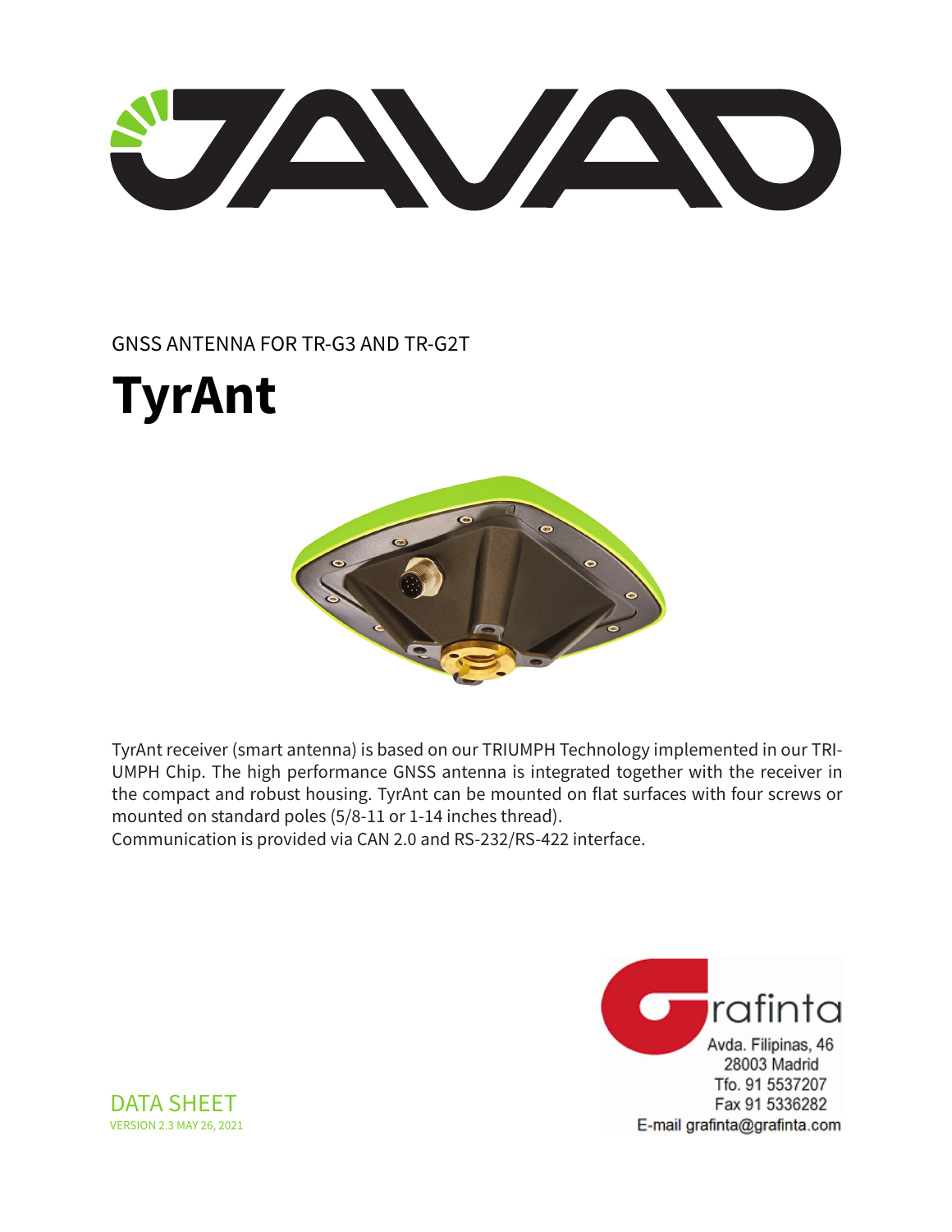GNSS ANTENNA FOR TR-G3 AND TR-G2T

# TyrAnt

TyrAnt receiver (smart antenna) is based on our TRIUMPH Technology implemented in our TRIUMPH Chip. The high performance GNSS antenna is integrated together with the receiver in the compact and robust housing. TyrAnt can be mounted on flat surfaces with four screws or mounted on standard poles (5/8-11 or 1-14 inches thread).
Communication is provided via CAN 2.0 and RS-232/RS-422 interface.

Grafinta
Avda. Filipinas, 46
28003 Madrid
Tfo. 91 5537207
Fax 91 5336282
E-mail grafinta@grafinta.com

DATA SHEET
VERSION 2.3 MAY 26, 2021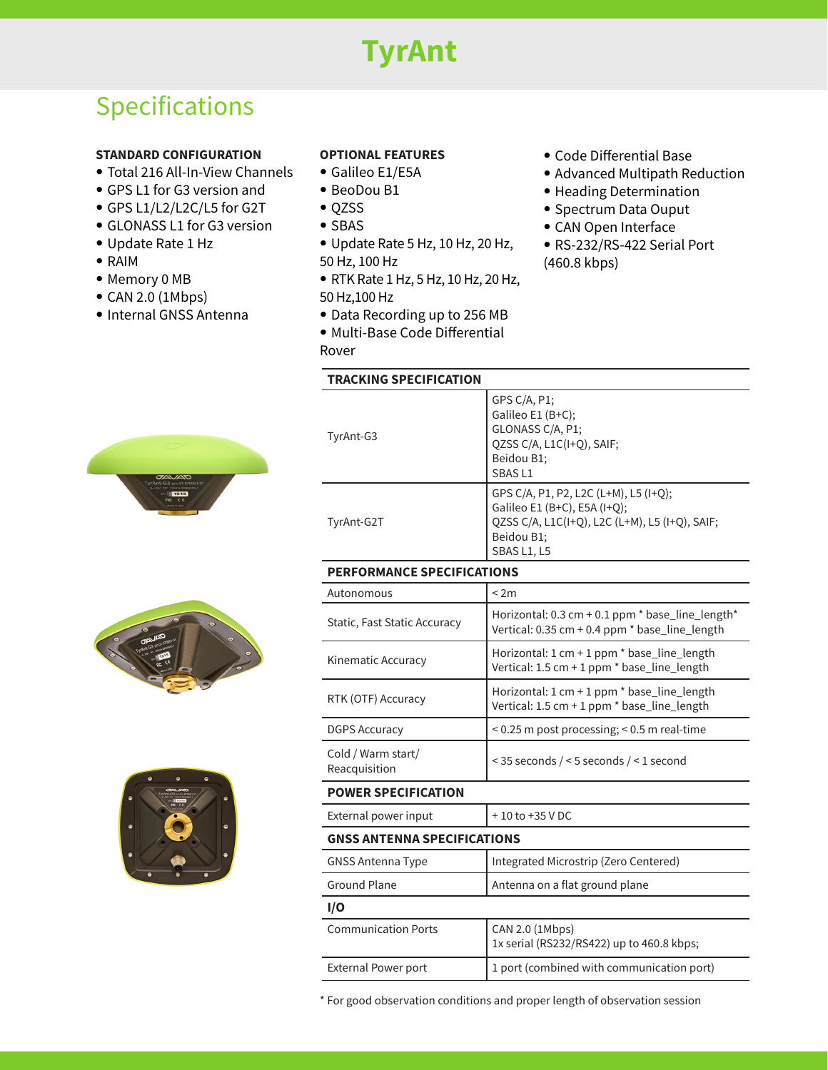# TyrAnt

## Specifications

**STANDARD CONFIGURATION**

- Total 216 All-In-View Channels
- GPS L1 for G3 version and
- GPS L1/L2/L2C/L5 for G2T
- GLONASS L1 for G3 version
- Update Rate 1 Hz
- RAIM
- Memory 0 MB
- CAN 2.0 (1Mbps)
- Internal GNSS Antenna

**OPTIONAL FEATURES**

- Galileo E1/E5A
- BeoDou B1
- QZSS
- SBAS
- Update Rate 5 Hz, 10 Hz, 20 Hz, 50 Hz, 100 Hz
- RTK Rate 1 Hz, 5 Hz, 10 Hz, 20 Hz, 50 Hz,100 Hz
- Data Recording up to 256 MB
- Multi-Base Code Differential Rover
- Code Differential Base
- Advanced Multipath Reduction
- Heading Determination
- Spectrum Data Ouput
- CAN Open Interface
- RS-232/RS-422 Serial Port (460.8 kbps)

| **TRACKING SPECIFICATION** | |
|---|---|
| TyrAnt-G3 | GPS C/A, P1;<br>Galileo E1 (B+C);<br>GLONASS C/A, P1;<br>QZSS C/A, L1C(I+Q), SAIF;<br>Beidou B1;<br>SBAS L1 |
| TyrAnt-G2T | GPS C/A, P1, P2, L2C (L+M), L5 (I+Q);<br>Galileo E1 (B+C), E5A (I+Q);<br>QZSS C/A, L1C(I+Q), L2C (L+M), L5 (I+Q), SAIF;<br>Beidou B1;<br>SBAS L1, L5 |
| **PERFORMANCE SPECIFICATIONS** | |
| Autonomous | < 2m |
| Static, Fast Static Accuracy | Horizontal: 0.3 cm + 0.1 ppm * base_line_length*<br>Vertical: 0.35 cm + 0.4 ppm * base_line_length |
| Kinematic Accuracy | Horizontal: 1 cm + 1 ppm * base_line_length<br>Vertical: 1.5 cm + 1 ppm * base_line_length |
| RTK (OTF) Accuracy | Horizontal: 1 cm + 1 ppm * base_line_length<br>Vertical: 1.5 cm + 1 ppm * base_line_length |
| DGPS Accuracy | < 0.25 m post processing; < 0.5 m real-time |
| Cold / Warm start/ Reacquisition | < 35 seconds / < 5 seconds / < 1 second |
| **POWER SPECIFICATION** | |
| External power input | + 10 to +35 V DC |
| **GNSS ANTENNA SPECIFICATIONS** | |
| GNSS Antenna Type | Integrated Microstrip (Zero Centered) |
| Ground Plane | Antenna on a flat ground plane |
| **I/O** | |
| Communication Ports | CAN 2.0 (1Mbps)<br>1x serial (RS232/RS422) up to 460.8 kbps; |
| External Power port | 1 port (combined with communication port) |

* For good observation conditions and proper length of observation session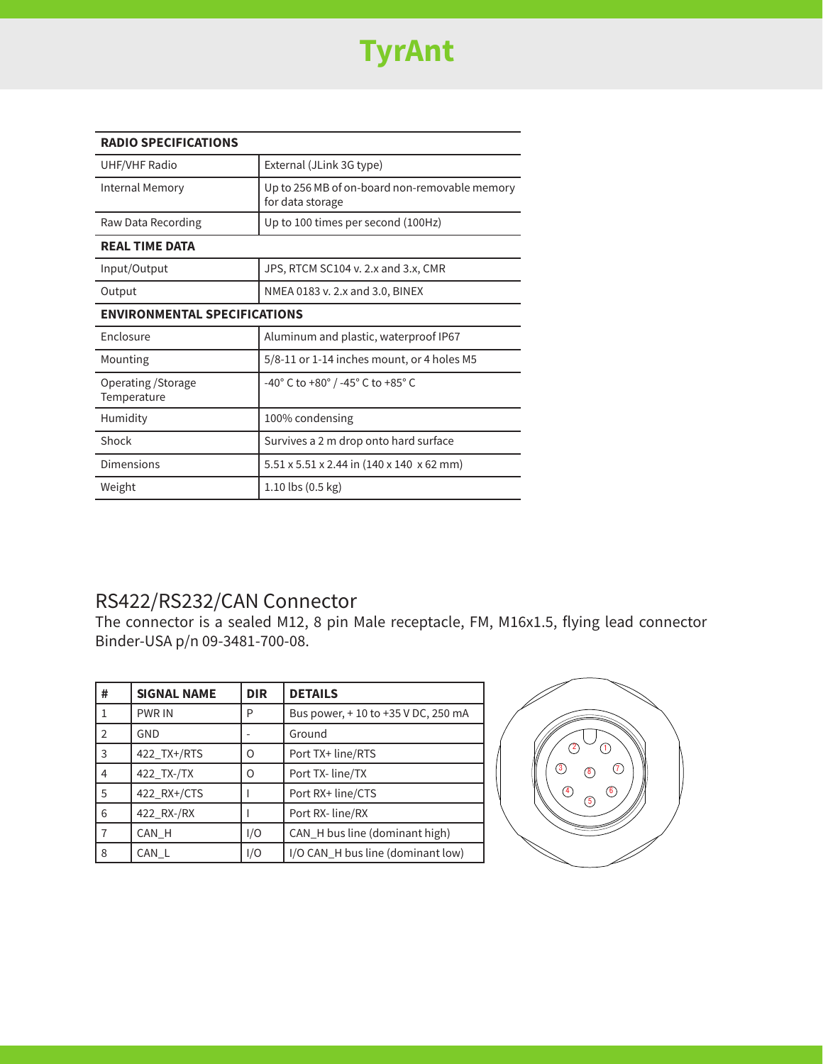| RADIO SPECIFICATIONS | |
|---|---|
| UHF/VHF Radio | External (JLink 3G type) |
| Internal Memory | Up to 256 MB of on-board non-removable memory for data storage |
| Raw Data Recording | Up to 100 times per second (100Hz) |
| **REAL TIME DATA** | |
| Input/Output | JPS, RTCM SC104 v. 2.x and 3.x, CMR |
| Output | NMEA 0183 v. 2.x and 3.0, BINEX |
| **ENVIRONMENTAL SPECIFICATIONS** | |
| Enclosure | Aluminum and plastic, waterproof IP67 |
| Mounting | 5/8-11 or 1-14 inches mount, or 4 holes M5 |
| Operating /Storage Temperature | -40° C to +80° / -45° C to +85° C |
| Humidity | 100% condensing |
| Shock | Survives a 2 m drop onto hard surface |
| Dimensions | 5.51 x 5.51 x 2.44 in (140 x 140 x 62 mm) |
| Weight | 1.10 lbs (0.5 kg) |

## RS422/RS232/CAN Connector

The connector is a sealed M12, 8 pin Male receptacle, FM, M16x1.5, flying lead connector Binder-USA p/n 09-3481-700-08.

| # | SIGNAL NAME | DIR | DETAILS |
|---|---|---|---|
| 1 | PWR IN | P | Bus power, + 10 to +35 V DC, 250 mA |
| 2 | GND | - | Ground |
| 3 | 422_TX+/RTS | O | Port TX+ line/RTS |
| 4 | 422_TX-/TX | O | Port TX- line/TX |
| 5 | 422_RX+/CTS | I | Port RX+ line/CTS |
| 6 | 422_RX-/RX | I | Port RX- line/RX |
| 7 | CAN_H | I/O | CAN_H bus line (dominant high) |
| 8 | CAN_L | I/O | I/O CAN_H bus line (dominant low) |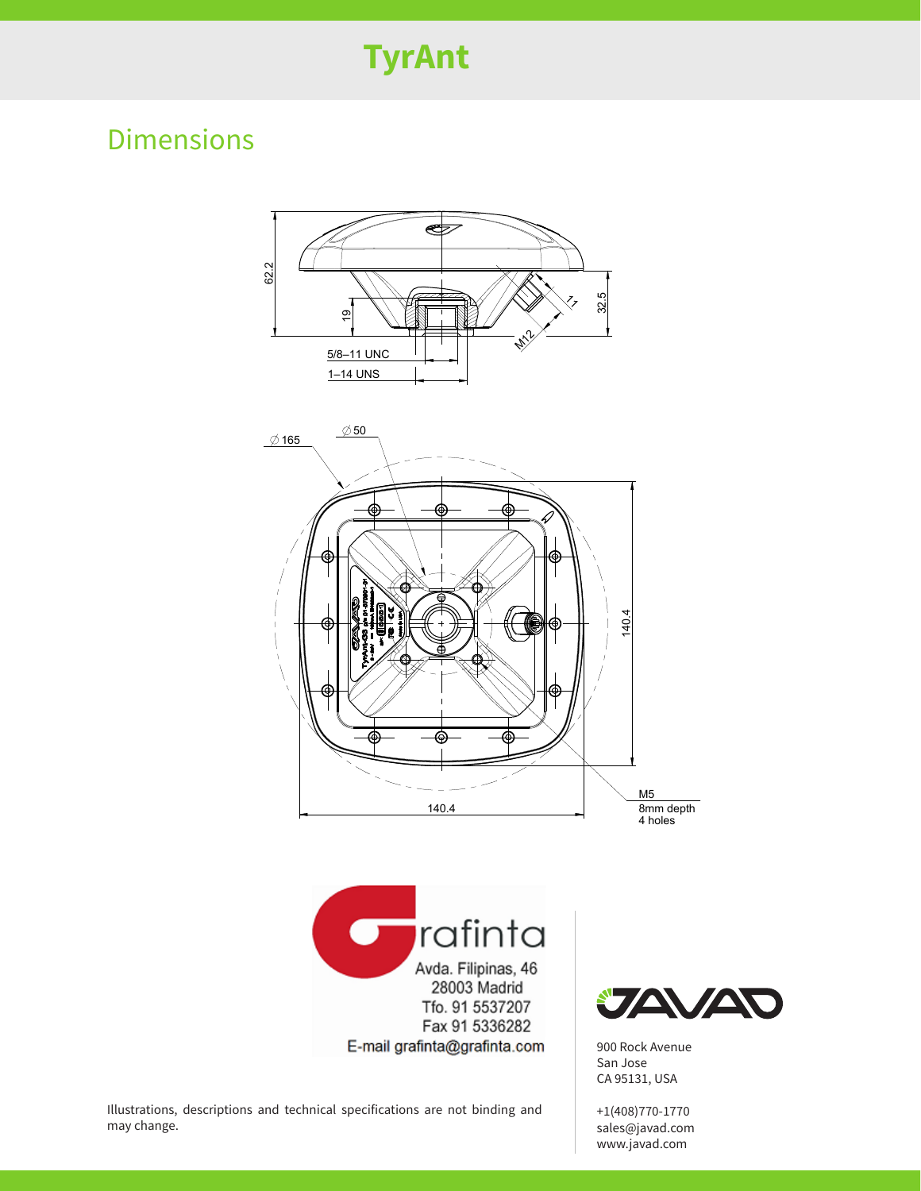# TyrAnt

## Dimensions

62.2

19

32.5

11

M12

5/8–11 UNC

1–14 UNS

∅165

∅50

140.4

140.4

M5
8mm depth
4 holes

rafinta
Avda. Filipinas, 46
28003 Madrid
Tfo. 91 5537207
Fax 91 5336282
E-mail grafinta@grafinta.com

JAVAD

900 Rock Avenue
San Jose
CA 95131, USA

+1(408)770-1770
sales@javad.com
www.javad.com

Illustrations, descriptions and technical specifications are not binding and may change.